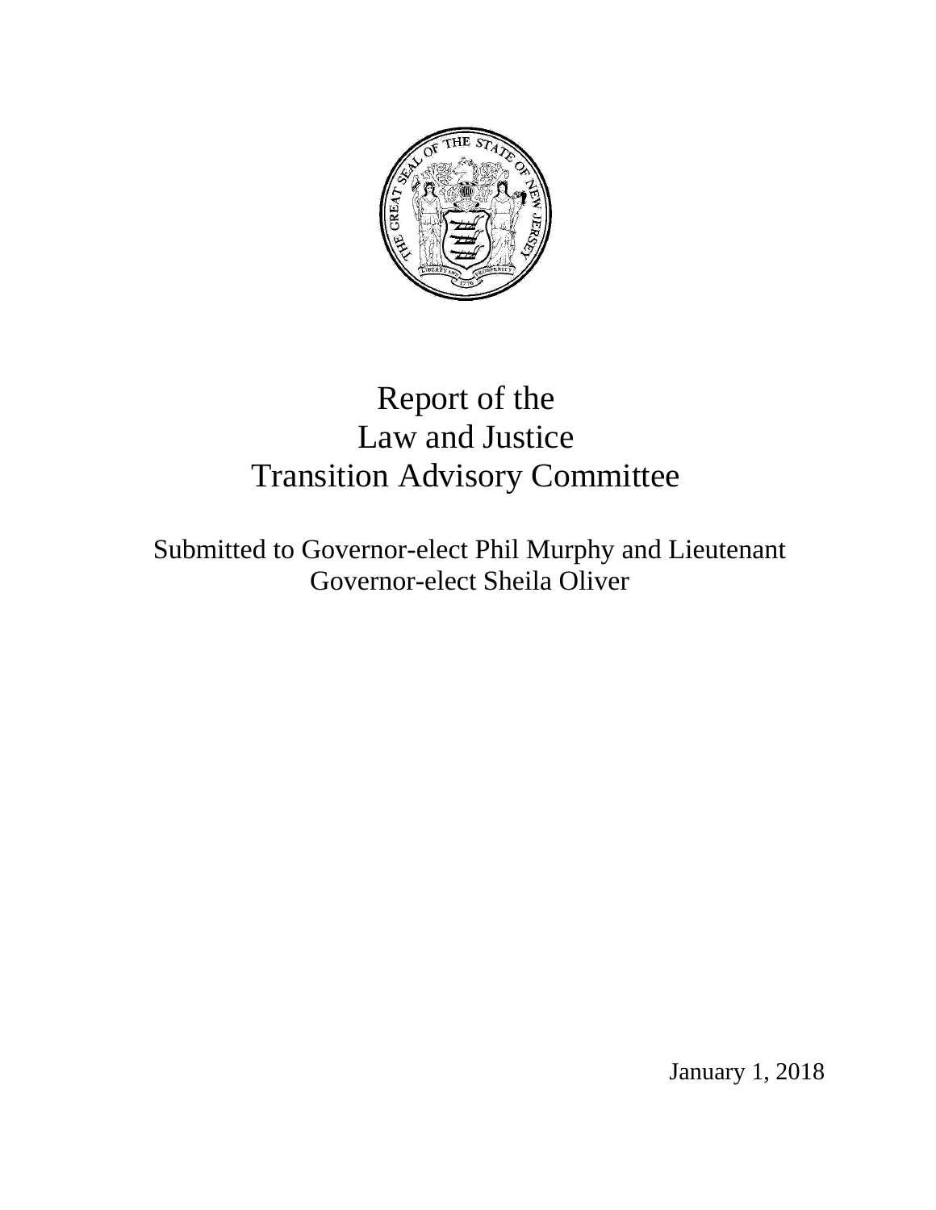# Report of the Law and Justice Transition Advisory Committee

Submitted to Governor-elect Phil Murphy and Lieutenant Governor-elect Sheila Oliver

January 1, 2018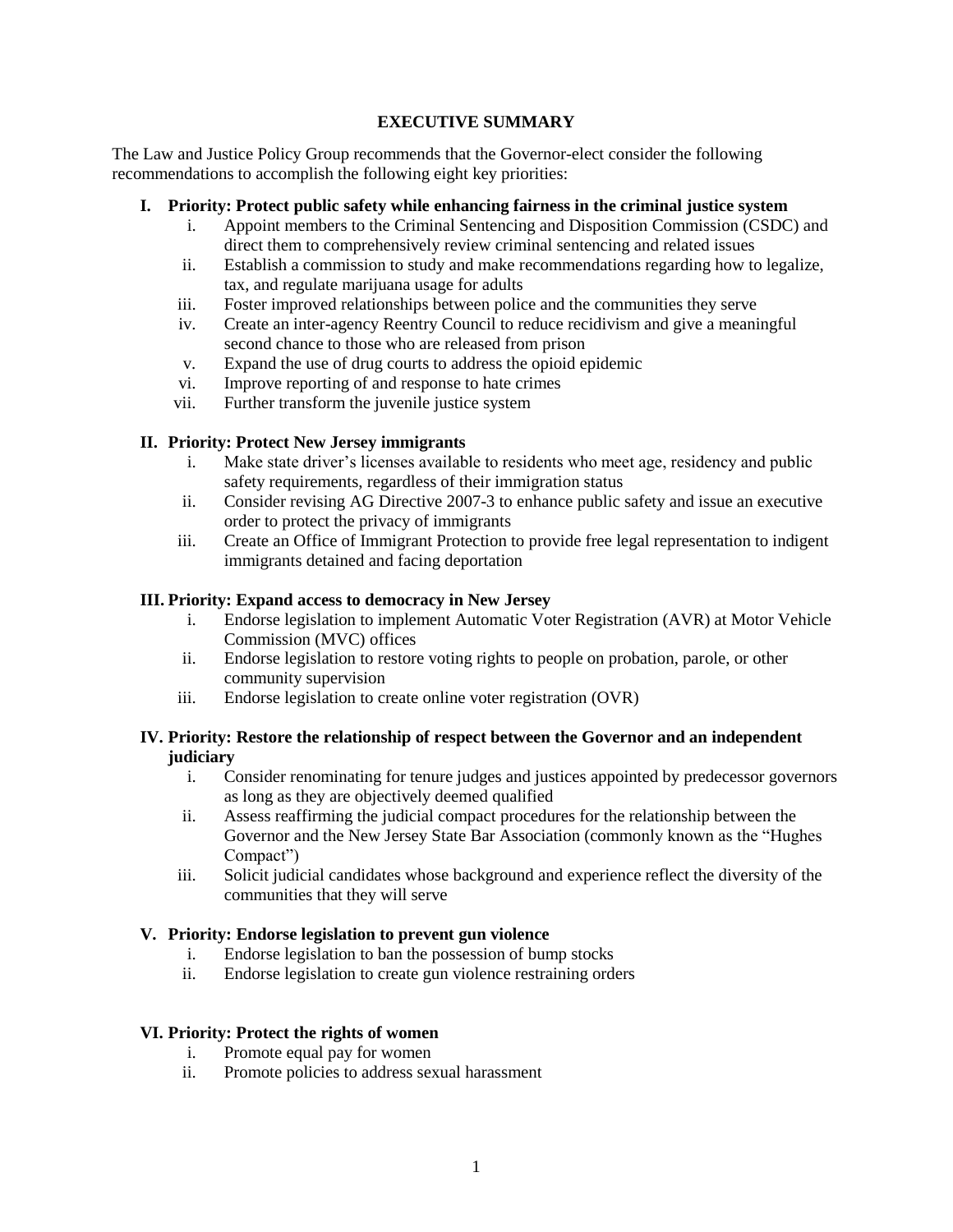## EXECUTIVE SUMMARY

The Law and Justice Policy Group recommends that the Governor-elect consider the following recommendations to accomplish the following eight key priorities:

### I. Priority: Protect public safety while enhancing fairness in the criminal justice system

i. Appoint members to the Criminal Sentencing and Disposition Commission (CSDC) and direct them to comprehensively review criminal sentencing and related issues
ii. Establish a commission to study and make recommendations regarding how to legalize, tax, and regulate marijuana usage for adults
iii. Foster improved relationships between police and the communities they serve
iv. Create an inter-agency Reentry Council to reduce recidivism and give a meaningful second chance to those who are released from prison
v. Expand the use of drug courts to address the opioid epidemic
vi. Improve reporting of and response to hate crimes
vii. Further transform the juvenile justice system

### II. Priority: Protect New Jersey immigrants

i. Make state driver's licenses available to residents who meet age, residency and public safety requirements, regardless of their immigration status
ii. Consider revising AG Directive 2007-3 to enhance public safety and issue an executive order to protect the privacy of immigrants
iii. Create an Office of Immigrant Protection to provide free legal representation to indigent immigrants detained and facing deportation

### III. Priority: Expand access to democracy in New Jersey

i. Endorse legislation to implement Automatic Voter Registration (AVR) at Motor Vehicle Commission (MVC) offices
ii. Endorse legislation to restore voting rights to people on probation, parole, or other community supervision
iii. Endorse legislation to create online voter registration (OVR)

### IV. Priority: Restore the relationship of respect between the Governor and an independent judiciary

i. Consider renominating for tenure judges and justices appointed by predecessor governors as long as they are objectively deemed qualified
ii. Assess reaffirming the judicial compact procedures for the relationship between the Governor and the New Jersey State Bar Association (commonly known as the "Hughes Compact")
iii. Solicit judicial candidates whose background and experience reflect the diversity of the communities that they will serve

### V. Priority: Endorse legislation to prevent gun violence

i. Endorse legislation to ban the possession of bump stocks
ii. Endorse legislation to create gun violence restraining orders

### VI. Priority: Protect the rights of women

i. Promote equal pay for women
ii. Promote policies to address sexual harassment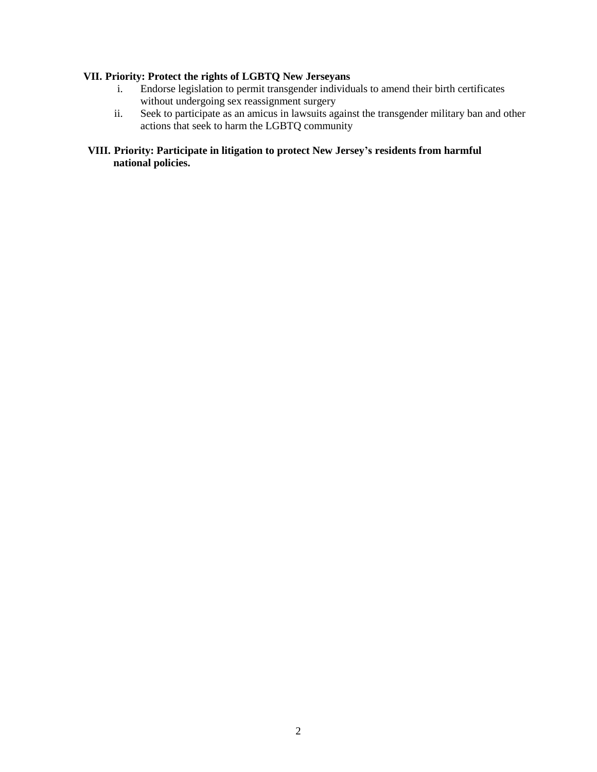**VII. Priority: Protect the rights of LGBTQ New Jerseyans**

i. Endorse legislation to permit transgender individuals to amend their birth certificates without undergoing sex reassignment surgery

ii. Seek to participate as an amicus in lawsuits against the transgender military ban and other actions that seek to harm the LGBTQ community

**VIII. Priority: Participate in litigation to protect New Jersey's residents from harmful national policies.**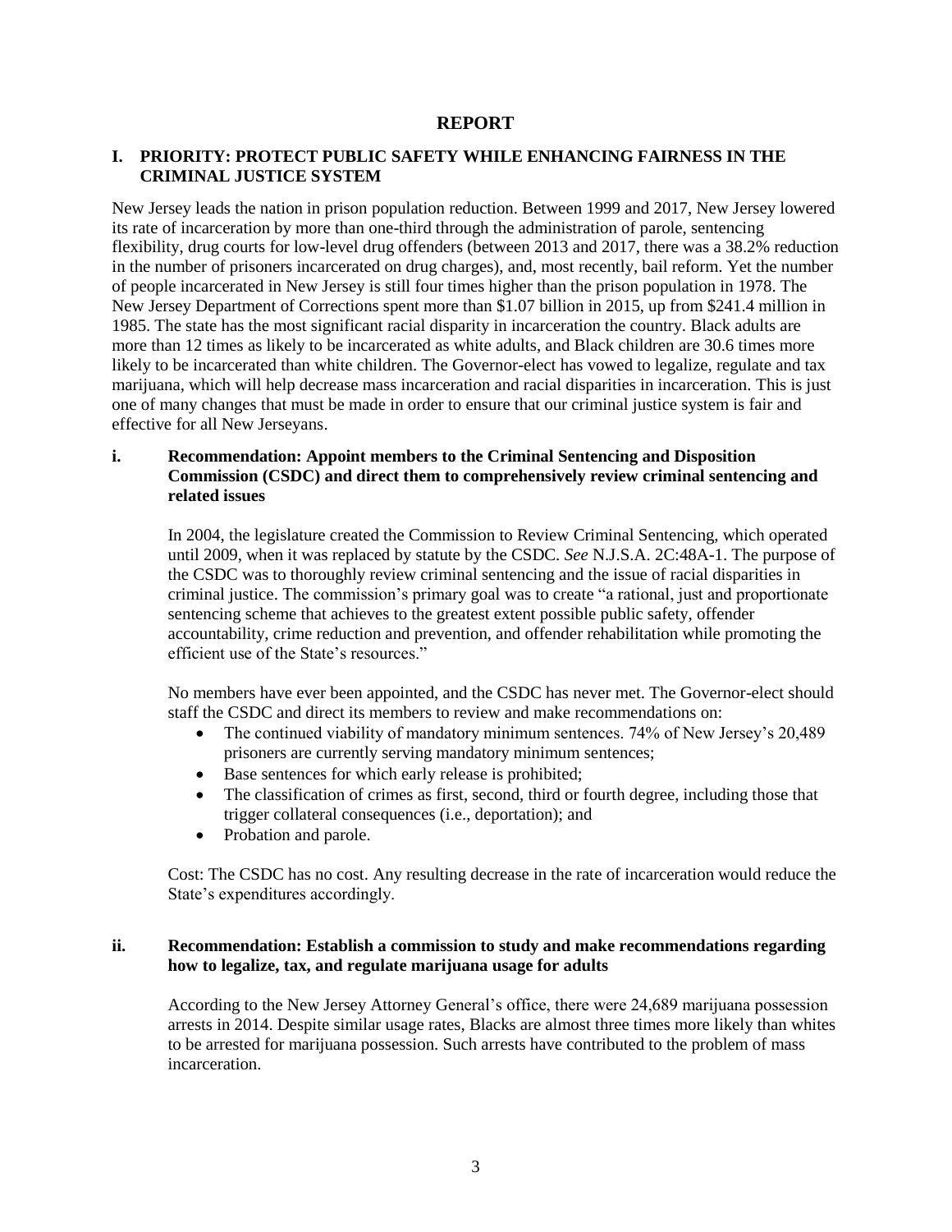# REPORT

## I. PRIORITY: PROTECT PUBLIC SAFETY WHILE ENHANCING FAIRNESS IN THE CRIMINAL JUSTICE SYSTEM

New Jersey leads the nation in prison population reduction. Between 1999 and 2017, New Jersey lowered its rate of incarceration by more than one-third through the administration of parole, sentencing flexibility, drug courts for low-level drug offenders (between 2013 and 2017, there was a 38.2% reduction in the number of prisoners incarcerated on drug charges), and, most recently, bail reform. Yet the number of people incarcerated in New Jersey is still four times higher than the prison population in 1978. The New Jersey Department of Corrections spent more than $1.07 billion in 2015, up from $241.4 million in 1985. The state has the most significant racial disparity in incarceration the country. Black adults are more than 12 times as likely to be incarcerated as white adults, and Black children are 30.6 times more likely to be incarcerated than white children. The Governor-elect has vowed to legalize, regulate and tax marijuana, which will help decrease mass incarceration and racial disparities in incarceration. This is just one of many changes that must be made in order to ensure that our criminal justice system is fair and effective for all New Jerseyans.

### i. Recommendation: Appoint members to the Criminal Sentencing and Disposition Commission (CSDC) and direct them to comprehensively review criminal sentencing and related issues

In 2004, the legislature created the Commission to Review Criminal Sentencing, which operated until 2009, when it was replaced by statute by the CSDC. *See* N.J.S.A. 2C:48A-1. The purpose of the CSDC was to thoroughly review criminal sentencing and the issue of racial disparities in criminal justice. The commission's primary goal was to create "a rational, just and proportionate sentencing scheme that achieves to the greatest extent possible public safety, offender accountability, crime reduction and prevention, and offender rehabilitation while promoting the efficient use of the State's resources."

No members have ever been appointed, and the CSDC has never met. The Governor-elect should staff the CSDC and direct its members to review and make recommendations on:

- The continued viability of mandatory minimum sentences. 74% of New Jersey's 20,489 prisoners are currently serving mandatory minimum sentences;
- Base sentences for which early release is prohibited;
- The classification of crimes as first, second, third or fourth degree, including those that trigger collateral consequences (i.e., deportation); and
- Probation and parole.

Cost: The CSDC has no cost. Any resulting decrease in the rate of incarceration would reduce the State's expenditures accordingly.

### ii. Recommendation: Establish a commission to study and make recommendations regarding how to legalize, tax, and regulate marijuana usage for adults

According to the New Jersey Attorney General's office, there were 24,689 marijuana possession arrests in 2014. Despite similar usage rates, Blacks are almost three times more likely than whites to be arrested for marijuana possession. Such arrests have contributed to the problem of mass incarceration.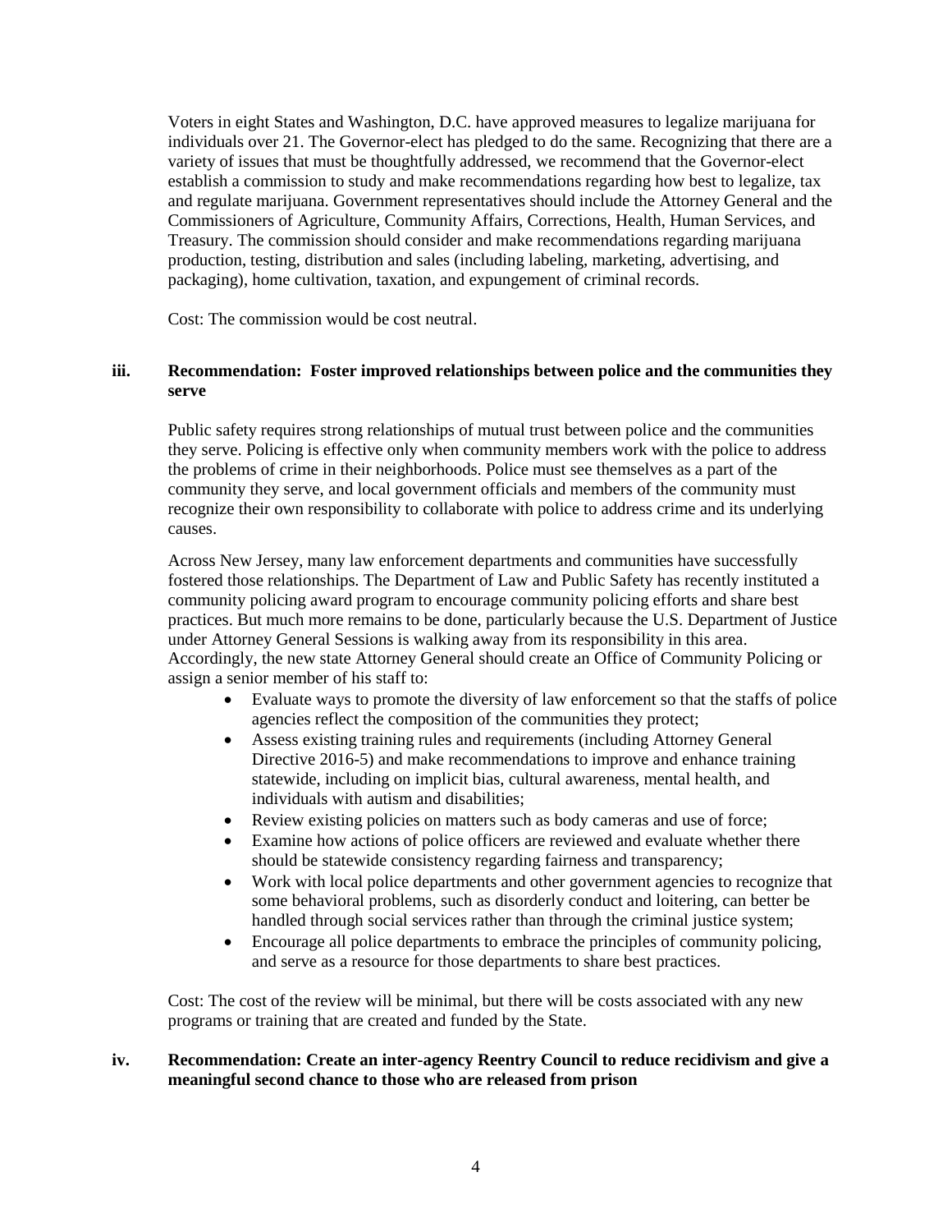Voters in eight States and Washington, D.C. have approved measures to legalize marijuana for individuals over 21. The Governor-elect has pledged to do the same. Recognizing that there are a variety of issues that must be thoughtfully addressed, we recommend that the Governor-elect establish a commission to study and make recommendations regarding how best to legalize, tax and regulate marijuana. Government representatives should include the Attorney General and the Commissioners of Agriculture, Community Affairs, Corrections, Health, Human Services, and Treasury. The commission should consider and make recommendations regarding marijuana production, testing, distribution and sales (including labeling, marketing, advertising, and packaging), home cultivation, taxation, and expungement of criminal records.

Cost: The commission would be cost neutral.

### iii. Recommendation: Foster improved relationships between police and the communities they serve

Public safety requires strong relationships of mutual trust between police and the communities they serve. Policing is effective only when community members work with the police to address the problems of crime in their neighborhoods. Police must see themselves as a part of the community they serve, and local government officials and members of the community must recognize their own responsibility to collaborate with police to address crime and its underlying causes.

Across New Jersey, many law enforcement departments and communities have successfully fostered those relationships. The Department of Law and Public Safety has recently instituted a community policing award program to encourage community policing efforts and share best practices. But much more remains to be done, particularly because the U.S. Department of Justice under Attorney General Sessions is walking away from its responsibility in this area. Accordingly, the new state Attorney General should create an Office of Community Policing or assign a senior member of his staff to:

- Evaluate ways to promote the diversity of law enforcement so that the staffs of police agencies reflect the composition of the communities they protect;
- Assess existing training rules and requirements (including Attorney General Directive 2016-5) and make recommendations to improve and enhance training statewide, including on implicit bias, cultural awareness, mental health, and individuals with autism and disabilities;
- Review existing policies on matters such as body cameras and use of force;
- Examine how actions of police officers are reviewed and evaluate whether there should be statewide consistency regarding fairness and transparency;
- Work with local police departments and other government agencies to recognize that some behavioral problems, such as disorderly conduct and loitering, can better be handled through social services rather than through the criminal justice system;
- Encourage all police departments to embrace the principles of community policing, and serve as a resource for those departments to share best practices.

Cost: The cost of the review will be minimal, but there will be costs associated with any new programs or training that are created and funded by the State.

### iv. Recommendation: Create an inter-agency Reentry Council to reduce recidivism and give a meaningful second chance to those who are released from prison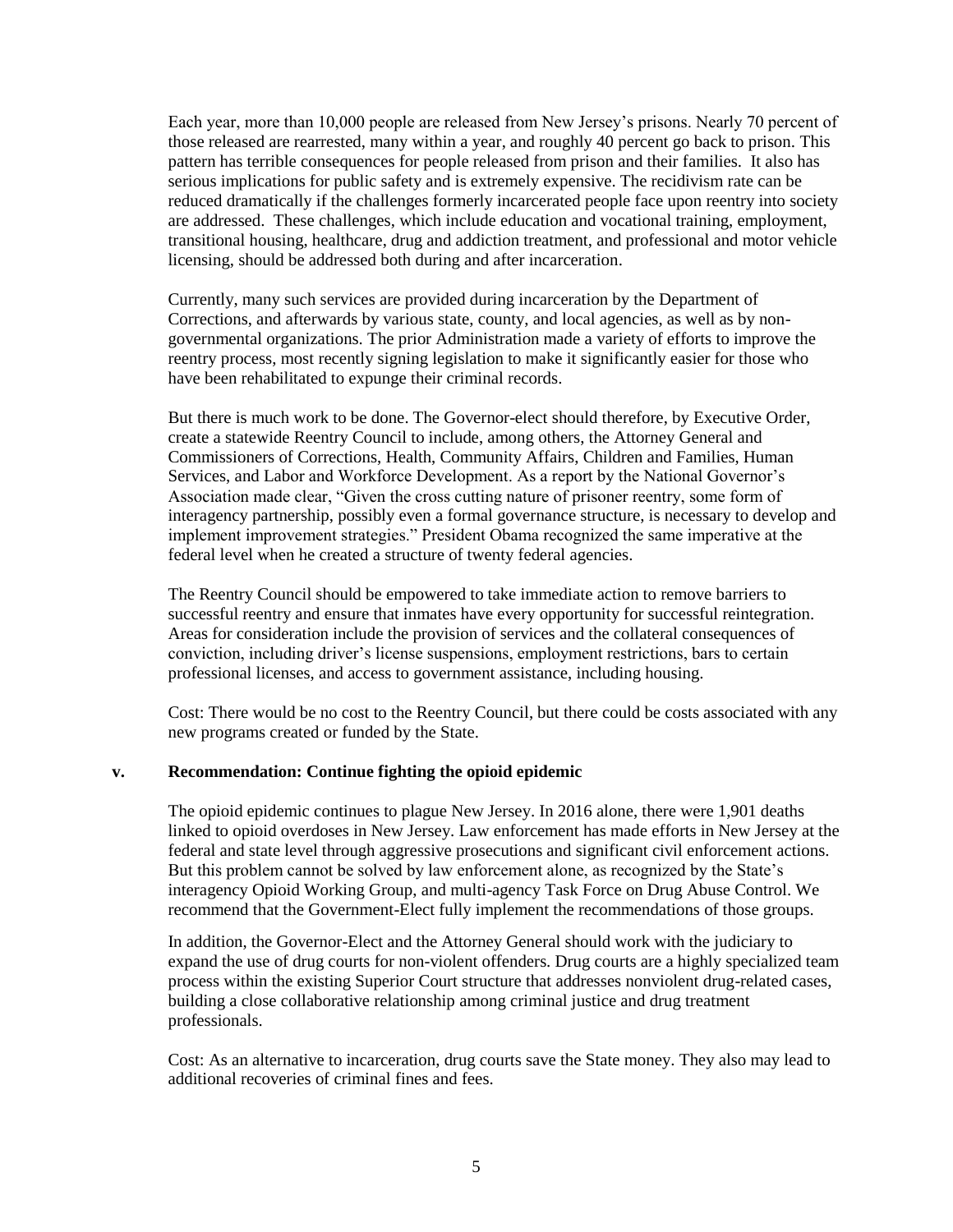Each year, more than 10,000 people are released from New Jersey's prisons. Nearly 70 percent of those released are rearrested, many within a year, and roughly 40 percent go back to prison. This pattern has terrible consequences for people released from prison and their families. It also has serious implications for public safety and is extremely expensive. The recidivism rate can be reduced dramatically if the challenges formerly incarcerated people face upon reentry into society are addressed. These challenges, which include education and vocational training, employment, transitional housing, healthcare, drug and addiction treatment, and professional and motor vehicle licensing, should be addressed both during and after incarceration.

Currently, many such services are provided during incarceration by the Department of Corrections, and afterwards by various state, county, and local agencies, as well as by non-governmental organizations. The prior Administration made a variety of efforts to improve the reentry process, most recently signing legislation to make it significantly easier for those who have been rehabilitated to expunge their criminal records.

But there is much work to be done. The Governor-elect should therefore, by Executive Order, create a statewide Reentry Council to include, among others, the Attorney General and Commissioners of Corrections, Health, Community Affairs, Children and Families, Human Services, and Labor and Workforce Development. As a report by the National Governor's Association made clear, "Given the cross cutting nature of prisoner reentry, some form of interagency partnership, possibly even a formal governance structure, is necessary to develop and implement improvement strategies." President Obama recognized the same imperative at the federal level when he created a structure of twenty federal agencies.

The Reentry Council should be empowered to take immediate action to remove barriers to successful reentry and ensure that inmates have every opportunity for successful reintegration. Areas for consideration include the provision of services and the collateral consequences of conviction, including driver's license suspensions, employment restrictions, bars to certain professional licenses, and access to government assistance, including housing.

Cost: There would be no cost to the Reentry Council, but there could be costs associated with any new programs created or funded by the State.

### v. Recommendation: Continue fighting the opioid epidemic

The opioid epidemic continues to plague New Jersey. In 2016 alone, there were 1,901 deaths linked to opioid overdoses in New Jersey. Law enforcement has made efforts in New Jersey at the federal and state level through aggressive prosecutions and significant civil enforcement actions. But this problem cannot be solved by law enforcement alone, as recognized by the State's interagency Opioid Working Group, and multi-agency Task Force on Drug Abuse Control. We recommend that the Government-Elect fully implement the recommendations of those groups.

In addition, the Governor-Elect and the Attorney General should work with the judiciary to expand the use of drug courts for non-violent offenders. Drug courts are a highly specialized team process within the existing Superior Court structure that addresses nonviolent drug-related cases, building a close collaborative relationship among criminal justice and drug treatment professionals.

Cost: As an alternative to incarceration, drug courts save the State money. They also may lead to additional recoveries of criminal fines and fees.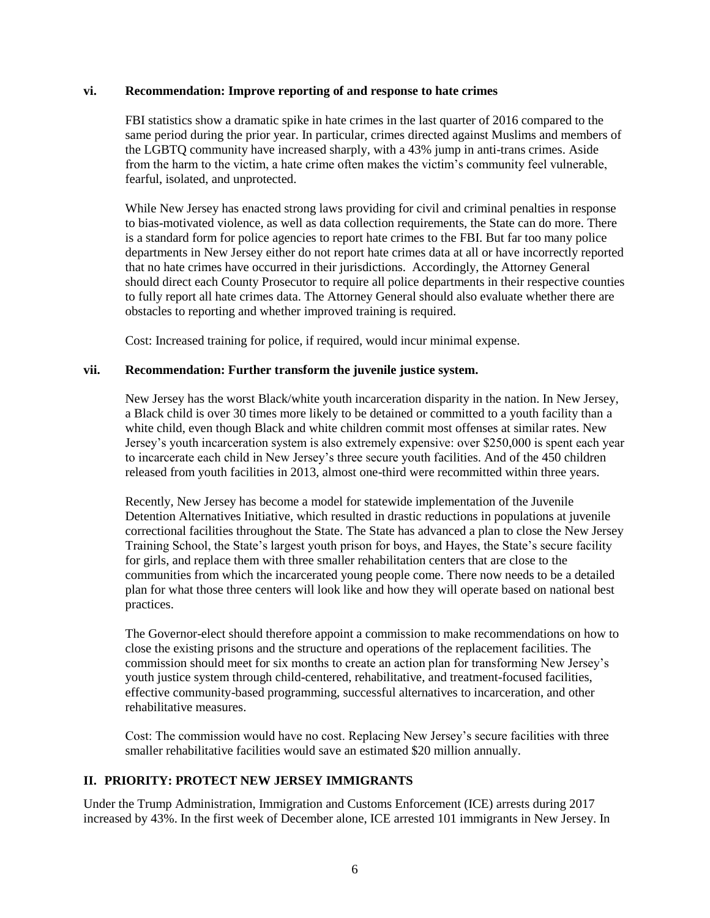### vi. Recommendation: Improve reporting of and response to hate crimes

FBI statistics show a dramatic spike in hate crimes in the last quarter of 2016 compared to the same period during the prior year. In particular, crimes directed against Muslims and members of the LGBTQ community have increased sharply, with a 43% jump in anti-trans crimes. Aside from the harm to the victim, a hate crime often makes the victim's community feel vulnerable, fearful, isolated, and unprotected.

While New Jersey has enacted strong laws providing for civil and criminal penalties in response to bias-motivated violence, as well as data collection requirements, the State can do more. There is a standard form for police agencies to report hate crimes to the FBI. But far too many police departments in New Jersey either do not report hate crimes data at all or have incorrectly reported that no hate crimes have occurred in their jurisdictions. Accordingly, the Attorney General should direct each County Prosecutor to require all police departments in their respective counties to fully report all hate crimes data. The Attorney General should also evaluate whether there are obstacles to reporting and whether improved training is required.

Cost: Increased training for police, if required, would incur minimal expense.

### vii. Recommendation: Further transform the juvenile justice system.

New Jersey has the worst Black/white youth incarceration disparity in the nation. In New Jersey, a Black child is over 30 times more likely to be detained or committed to a youth facility than a white child, even though Black and white children commit most offenses at similar rates. New Jersey's youth incarceration system is also extremely expensive: over $250,000 is spent each year to incarcerate each child in New Jersey's three secure youth facilities. And of the 450 children released from youth facilities in 2013, almost one-third were recommitted within three years.

Recently, New Jersey has become a model for statewide implementation of the Juvenile Detention Alternatives Initiative, which resulted in drastic reductions in populations at juvenile correctional facilities throughout the State. The State has advanced a plan to close the New Jersey Training School, the State's largest youth prison for boys, and Hayes, the State's secure facility for girls, and replace them with three smaller rehabilitation centers that are close to the communities from which the incarcerated young people come. There now needs to be a detailed plan for what those three centers will look like and how they will operate based on national best practices.

The Governor-elect should therefore appoint a commission to make recommendations on how to close the existing prisons and the structure and operations of the replacement facilities. The commission should meet for six months to create an action plan for transforming New Jersey's youth justice system through child-centered, rehabilitative, and treatment-focused facilities, effective community-based programming, successful alternatives to incarceration, and other rehabilitative measures.

Cost: The commission would have no cost. Replacing New Jersey's secure facilities with three smaller rehabilitative facilities would save an estimated $20 million annually.

## II. PRIORITY: PROTECT NEW JERSEY IMMIGRANTS

Under the Trump Administration, Immigration and Customs Enforcement (ICE) arrests during 2017 increased by 43%. In the first week of December alone, ICE arrested 101 immigrants in New Jersey. In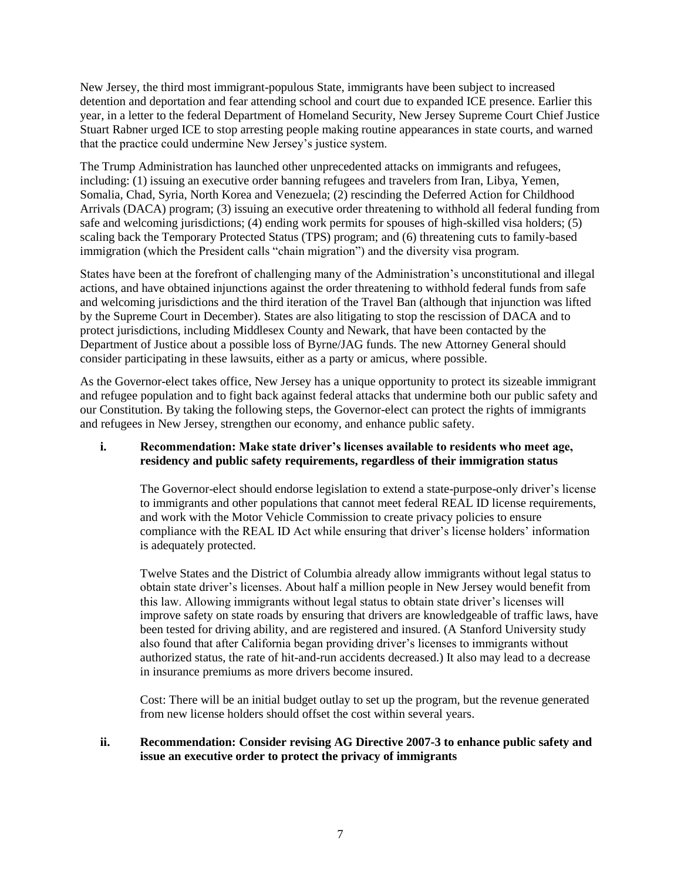New Jersey, the third most immigrant-populous State, immigrants have been subject to increased detention and deportation and fear attending school and court due to expanded ICE presence. Earlier this year, in a letter to the federal Department of Homeland Security, New Jersey Supreme Court Chief Justice Stuart Rabner urged ICE to stop arresting people making routine appearances in state courts, and warned that the practice could undermine New Jersey's justice system.

The Trump Administration has launched other unprecedented attacks on immigrants and refugees, including: (1) issuing an executive order banning refugees and travelers from Iran, Libya, Yemen, Somalia, Chad, Syria, North Korea and Venezuela; (2) rescinding the Deferred Action for Childhood Arrivals (DACA) program; (3) issuing an executive order threatening to withhold all federal funding from safe and welcoming jurisdictions; (4) ending work permits for spouses of high-skilled visa holders; (5) scaling back the Temporary Protected Status (TPS) program; and (6) threatening cuts to family-based immigration (which the President calls "chain migration") and the diversity visa program.

States have been at the forefront of challenging many of the Administration's unconstitutional and illegal actions, and have obtained injunctions against the order threatening to withhold federal funds from safe and welcoming jurisdictions and the third iteration of the Travel Ban (although that injunction was lifted by the Supreme Court in December). States are also litigating to stop the rescission of DACA and to protect jurisdictions, including Middlesex County and Newark, that have been contacted by the Department of Justice about a possible loss of Byrne/JAG funds. The new Attorney General should consider participating in these lawsuits, either as a party or amicus, where possible.

As the Governor-elect takes office, New Jersey has a unique opportunity to protect its sizeable immigrant and refugee population and to fight back against federal attacks that undermine both our public safety and our Constitution. By taking the following steps, the Governor-elect can protect the rights of immigrants and refugees in New Jersey, strengthen our economy, and enhance public safety.

**i. Recommendation: Make state driver's licenses available to residents who meet age, residency and public safety requirements, regardless of their immigration status**

The Governor-elect should endorse legislation to extend a state-purpose-only driver's license to immigrants and other populations that cannot meet federal REAL ID license requirements, and work with the Motor Vehicle Commission to create privacy policies to ensure compliance with the REAL ID Act while ensuring that driver's license holders' information is adequately protected.

Twelve States and the District of Columbia already allow immigrants without legal status to obtain state driver's licenses. About half a million people in New Jersey would benefit from this law. Allowing immigrants without legal status to obtain state driver's licenses will improve safety on state roads by ensuring that drivers are knowledgeable of traffic laws, have been tested for driving ability, and are registered and insured. (A Stanford University study also found that after California began providing driver's licenses to immigrants without authorized status, the rate of hit-and-run accidents decreased.) It also may lead to a decrease in insurance premiums as more drivers become insured.

Cost: There will be an initial budget outlay to set up the program, but the revenue generated from new license holders should offset the cost within several years.

**ii. Recommendation: Consider revising AG Directive 2007-3 to enhance public safety and issue an executive order to protect the privacy of immigrants**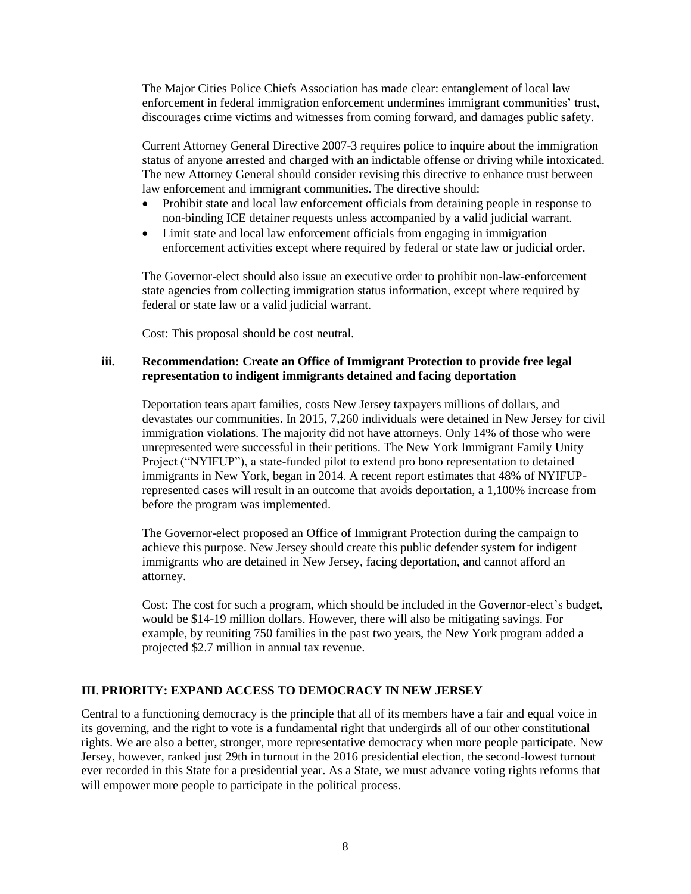The Major Cities Police Chiefs Association has made clear: entanglement of local law enforcement in federal immigration enforcement undermines immigrant communities' trust, discourages crime victims and witnesses from coming forward, and damages public safety.

Current Attorney General Directive 2007-3 requires police to inquire about the immigration status of anyone arrested and charged with an indictable offense or driving while intoxicated. The new Attorney General should consider revising this directive to enhance trust between law enforcement and immigrant communities. The directive should:

- Prohibit state and local law enforcement officials from detaining people in response to non-binding ICE detainer requests unless accompanied by a valid judicial warrant.
- Limit state and local law enforcement officials from engaging in immigration enforcement activities except where required by federal or state law or judicial order.

The Governor-elect should also issue an executive order to prohibit non-law-enforcement state agencies from collecting immigration status information, except where required by federal or state law or a valid judicial warrant.

Cost: This proposal should be cost neutral.

### iii. Recommendation: Create an Office of Immigrant Protection to provide free legal representation to indigent immigrants detained and facing deportation

Deportation tears apart families, costs New Jersey taxpayers millions of dollars, and devastates our communities. In 2015, 7,260 individuals were detained in New Jersey for civil immigration violations. The majority did not have attorneys. Only 14% of those who were unrepresented were successful in their petitions. The New York Immigrant Family Unity Project ("NYIFUP"), a state-funded pilot to extend pro bono representation to detained immigrants in New York, began in 2014. A recent report estimates that 48% of NYIFUP-represented cases will result in an outcome that avoids deportation, a 1,100% increase from before the program was implemented.

The Governor-elect proposed an Office of Immigrant Protection during the campaign to achieve this purpose. New Jersey should create this public defender system for indigent immigrants who are detained in New Jersey, facing deportation, and cannot afford an attorney.

Cost: The cost for such a program, which should be included in the Governor-elect's budget, would be $14-19 million dollars. However, there will also be mitigating savings. For example, by reuniting 750 families in the past two years, the New York program added a projected $2.7 million in annual tax revenue.

## III. PRIORITY: EXPAND ACCESS TO DEMOCRACY IN NEW JERSEY

Central to a functioning democracy is the principle that all of its members have a fair and equal voice in its governing, and the right to vote is a fundamental right that undergirds all of our other constitutional rights. We are also a better, stronger, more representative democracy when more people participate. New Jersey, however, ranked just 29th in turnout in the 2016 presidential election, the second-lowest turnout ever recorded in this State for a presidential year. As a State, we must advance voting rights reforms that will empower more people to participate in the political process.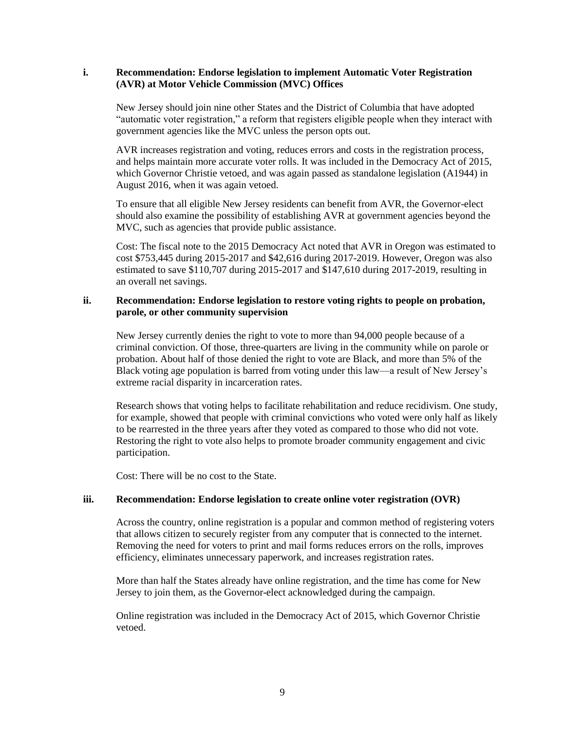### i. Recommendation: Endorse legislation to implement Automatic Voter Registration (AVR) at Motor Vehicle Commission (MVC) Offices

New Jersey should join nine other States and the District of Columbia that have adopted "automatic voter registration," a reform that registers eligible people when they interact with government agencies like the MVC unless the person opts out.

AVR increases registration and voting, reduces errors and costs in the registration process, and helps maintain more accurate voter rolls. It was included in the Democracy Act of 2015, which Governor Christie vetoed, and was again passed as standalone legislation (A1944) in August 2016, when it was again vetoed.

To ensure that all eligible New Jersey residents can benefit from AVR, the Governor-elect should also examine the possibility of establishing AVR at government agencies beyond the MVC, such as agencies that provide public assistance.

Cost: The fiscal note to the 2015 Democracy Act noted that AVR in Oregon was estimated to cost $753,445 during 2015-2017 and $42,616 during 2017-2019. However, Oregon was also estimated to save $110,707 during 2015-2017 and $147,610 during 2017-2019, resulting in an overall net savings.

### ii. Recommendation: Endorse legislation to restore voting rights to people on probation, parole, or other community supervision

New Jersey currently denies the right to vote to more than 94,000 people because of a criminal conviction. Of those, three-quarters are living in the community while on parole or probation. About half of those denied the right to vote are Black, and more than 5% of the Black voting age population is barred from voting under this law—a result of New Jersey's extreme racial disparity in incarceration rates.

Research shows that voting helps to facilitate rehabilitation and reduce recidivism. One study, for example, showed that people with criminal convictions who voted were only half as likely to be rearrested in the three years after they voted as compared to those who did not vote. Restoring the right to vote also helps to promote broader community engagement and civic participation.

Cost: There will be no cost to the State.

### iii. Recommendation: Endorse legislation to create online voter registration (OVR)

Across the country, online registration is a popular and common method of registering voters that allows citizen to securely register from any computer that is connected to the internet. Removing the need for voters to print and mail forms reduces errors on the rolls, improves efficiency, eliminates unnecessary paperwork, and increases registration rates.

More than half the States already have online registration, and the time has come for New Jersey to join them, as the Governor-elect acknowledged during the campaign.

Online registration was included in the Democracy Act of 2015, which Governor Christie vetoed.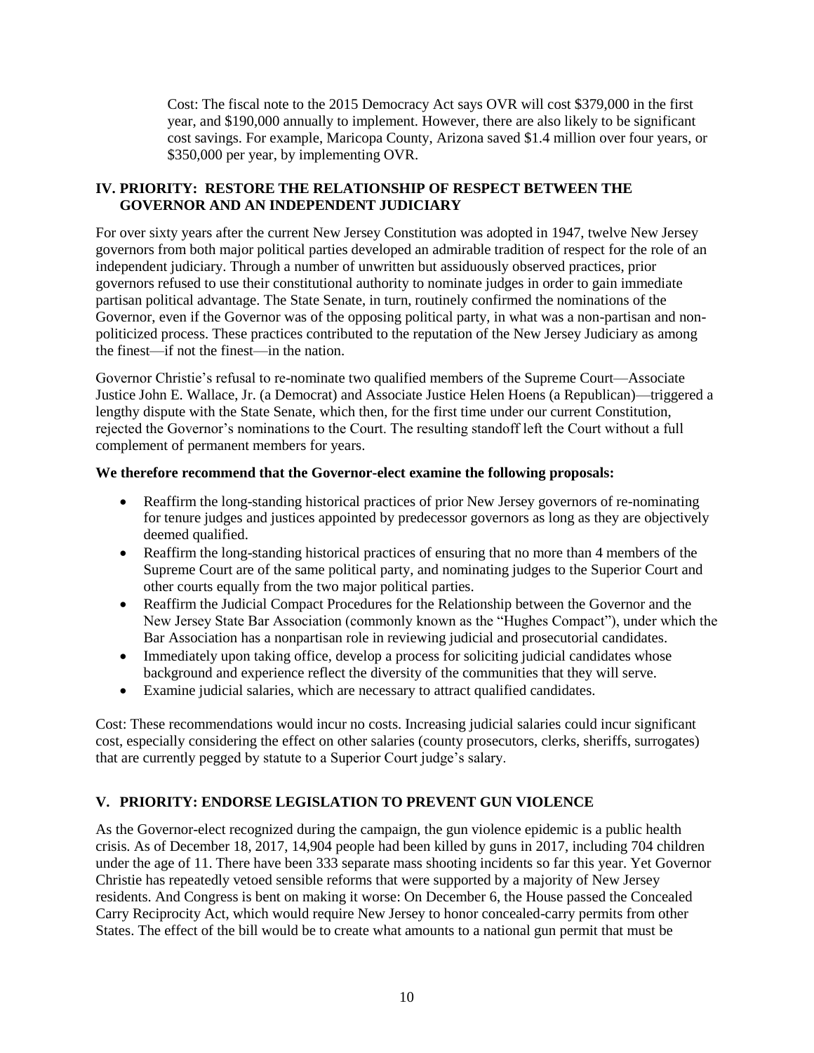Cost: The fiscal note to the 2015 Democracy Act says OVR will cost $379,000 in the first year, and $190,000 annually to implement. However, there are also likely to be significant cost savings. For example, Maricopa County, Arizona saved $1.4 million over four years, or $350,000 per year, by implementing OVR.

## IV. PRIORITY: RESTORE THE RELATIONSHIP OF RESPECT BETWEEN THE GOVERNOR AND AN INDEPENDENT JUDICIARY

For over sixty years after the current New Jersey Constitution was adopted in 1947, twelve New Jersey governors from both major political parties developed an admirable tradition of respect for the role of an independent judiciary. Through a number of unwritten but assiduously observed practices, prior governors refused to use their constitutional authority to nominate judges in order to gain immediate partisan political advantage. The State Senate, in turn, routinely confirmed the nominations of the Governor, even if the Governor was of the opposing political party, in what was a non-partisan and non-politicized process. These practices contributed to the reputation of the New Jersey Judiciary as among the finest—if not the finest—in the nation.

Governor Christie's refusal to re-nominate two qualified members of the Supreme Court—Associate Justice John E. Wallace, Jr. (a Democrat) and Associate Justice Helen Hoens (a Republican)—triggered a lengthy dispute with the State Senate, which then, for the first time under our current Constitution, rejected the Governor's nominations to the Court. The resulting standoff left the Court without a full complement of permanent members for years.

**We therefore recommend that the Governor-elect examine the following proposals:**

- Reaffirm the long-standing historical practices of prior New Jersey governors of re-nominating for tenure judges and justices appointed by predecessor governors as long as they are objectively deemed qualified.
- Reaffirm the long-standing historical practices of ensuring that no more than 4 members of the Supreme Court are of the same political party, and nominating judges to the Superior Court and other courts equally from the two major political parties.
- Reaffirm the Judicial Compact Procedures for the Relationship between the Governor and the New Jersey State Bar Association (commonly known as the "Hughes Compact"), under which the Bar Association has a nonpartisan role in reviewing judicial and prosecutorial candidates.
- Immediately upon taking office, develop a process for soliciting judicial candidates whose background and experience reflect the diversity of the communities that they will serve.
- Examine judicial salaries, which are necessary to attract qualified candidates.

Cost: These recommendations would incur no costs. Increasing judicial salaries could incur significant cost, especially considering the effect on other salaries (county prosecutors, clerks, sheriffs, surrogates) that are currently pegged by statute to a Superior Court judge's salary.

## V. PRIORITY: ENDORSE LEGISLATION TO PREVENT GUN VIOLENCE

As the Governor-elect recognized during the campaign, the gun violence epidemic is a public health crisis. As of December 18, 2017, 14,904 people had been killed by guns in 2017, including 704 children under the age of 11. There have been 333 separate mass shooting incidents so far this year. Yet Governor Christie has repeatedly vetoed sensible reforms that were supported by a majority of New Jersey residents. And Congress is bent on making it worse: On December 6, the House passed the Concealed Carry Reciprocity Act, which would require New Jersey to honor concealed-carry permits from other States. The effect of the bill would be to create what amounts to a national gun permit that must be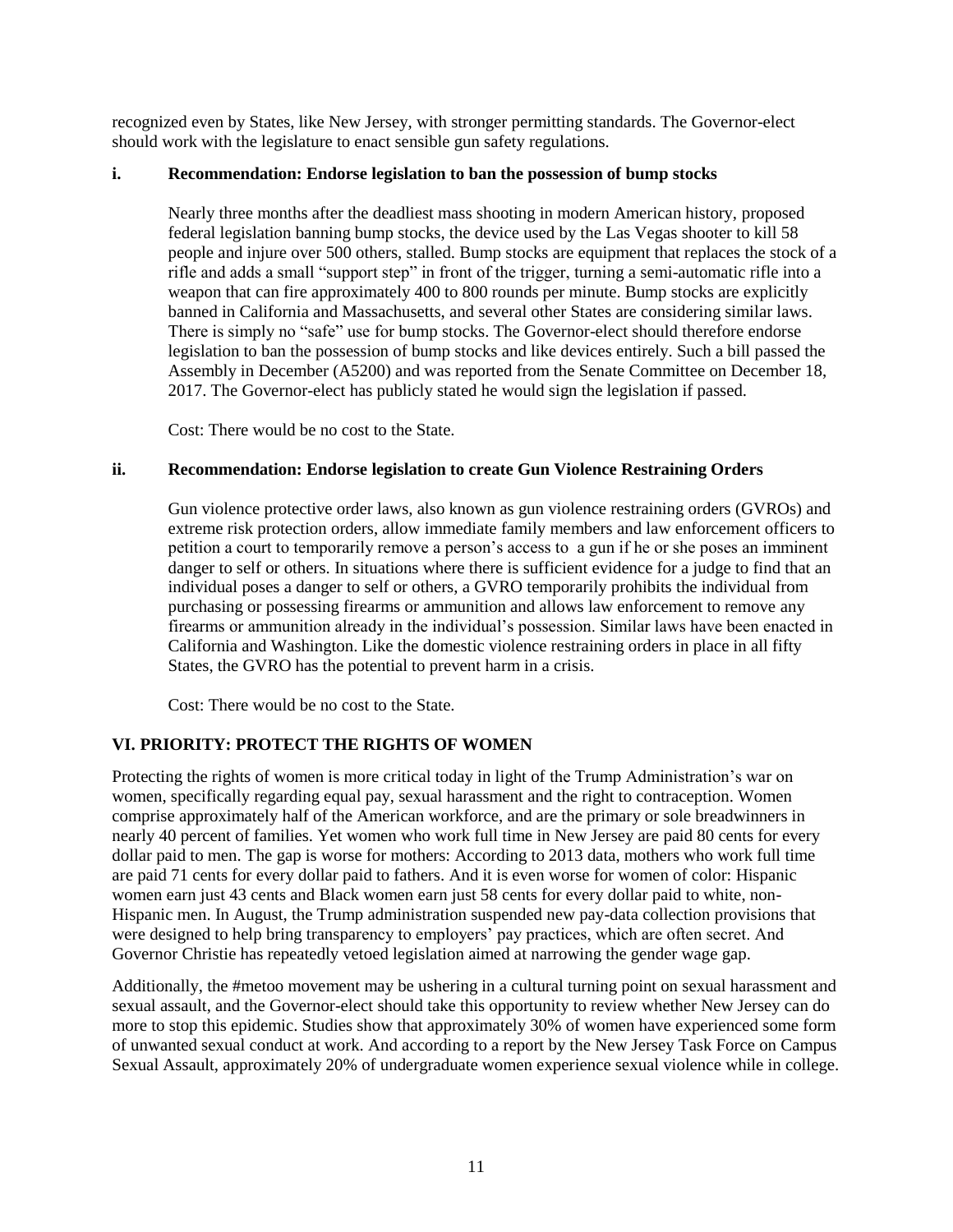recognized even by States, like New Jersey, with stronger permitting standards. The Governor-elect should work with the legislature to enact sensible gun safety regulations.

#### i. Recommendation: Endorse legislation to ban the possession of bump stocks

Nearly three months after the deadliest mass shooting in modern American history, proposed federal legislation banning bump stocks, the device used by the Las Vegas shooter to kill 58 people and injure over 500 others, stalled. Bump stocks are equipment that replaces the stock of a rifle and adds a small "support step" in front of the trigger, turning a semi-automatic rifle into a weapon that can fire approximately 400 to 800 rounds per minute. Bump stocks are explicitly banned in California and Massachusetts, and several other States are considering similar laws. There is simply no "safe" use for bump stocks. The Governor-elect should therefore endorse legislation to ban the possession of bump stocks and like devices entirely. Such a bill passed the Assembly in December (A5200) and was reported from the Senate Committee on December 18, 2017. The Governor-elect has publicly stated he would sign the legislation if passed.

Cost: There would be no cost to the State.

#### ii. Recommendation: Endorse legislation to create Gun Violence Restraining Orders

Gun violence protective order laws, also known as gun violence restraining orders (GVROs) and extreme risk protection orders, allow immediate family members and law enforcement officers to petition a court to temporarily remove a person's access to a gun if he or she poses an imminent danger to self or others. In situations where there is sufficient evidence for a judge to find that an individual poses a danger to self or others, a GVRO temporarily prohibits the individual from purchasing or possessing firearms or ammunition and allows law enforcement to remove any firearms or ammunition already in the individual's possession. Similar laws have been enacted in California and Washington. Like the domestic violence restraining orders in place in all fifty States, the GVRO has the potential to prevent harm in a crisis.

Cost: There would be no cost to the State.

## VI. PRIORITY: PROTECT THE RIGHTS OF WOMEN

Protecting the rights of women is more critical today in light of the Trump Administration's war on women, specifically regarding equal pay, sexual harassment and the right to contraception. Women comprise approximately half of the American workforce, and are the primary or sole breadwinners in nearly 40 percent of families. Yet women who work full time in New Jersey are paid 80 cents for every dollar paid to men. The gap is worse for mothers: According to 2013 data, mothers who work full time are paid 71 cents for every dollar paid to fathers. And it is even worse for women of color: Hispanic women earn just 43 cents and Black women earn just 58 cents for every dollar paid to white, non-Hispanic men. In August, the Trump administration suspended new pay-data collection provisions that were designed to help bring transparency to employers' pay practices, which are often secret. And Governor Christie has repeatedly vetoed legislation aimed at narrowing the gender wage gap.

Additionally, the #metoo movement may be ushering in a cultural turning point on sexual harassment and sexual assault, and the Governor-elect should take this opportunity to review whether New Jersey can do more to stop this epidemic. Studies show that approximately 30% of women have experienced some form of unwanted sexual conduct at work. And according to a report by the New Jersey Task Force on Campus Sexual Assault, approximately 20% of undergraduate women experience sexual violence while in college.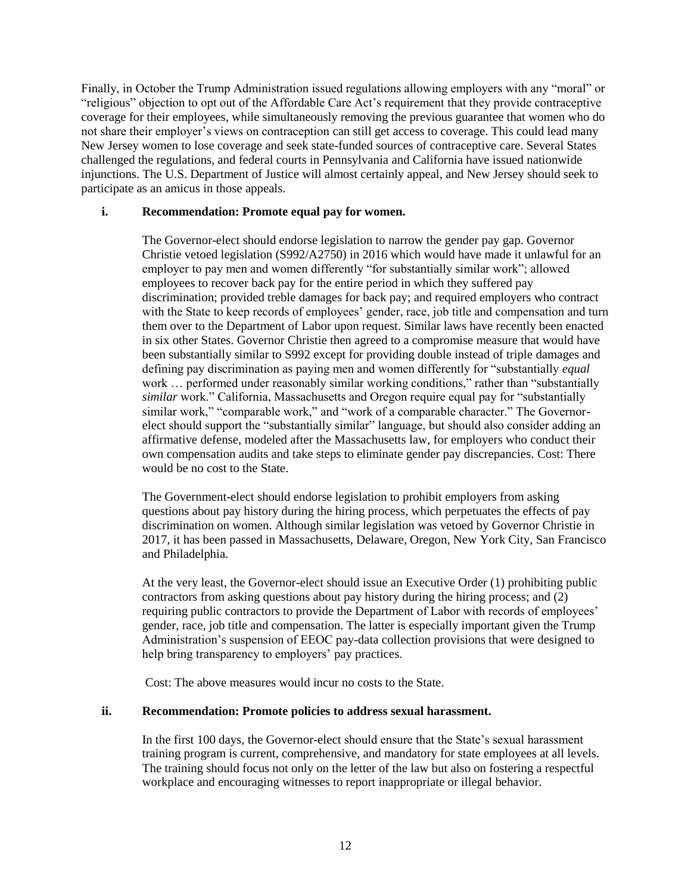Finally, in October the Trump Administration issued regulations allowing employers with any "moral" or "religious" objection to opt out of the Affordable Care Act's requirement that they provide contraceptive coverage for their employees, while simultaneously removing the previous guarantee that women who do not share their employer's views on contraception can still get access to coverage. This could lead many New Jersey women to lose coverage and seek state-funded sources of contraceptive care. Several States challenged the regulations, and federal courts in Pennsylvania and California have issued nationwide injunctions. The U.S. Department of Justice will almost certainly appeal, and New Jersey should seek to participate as an amicus in those appeals.

#### i. Recommendation: Promote equal pay for women.

The Governor-elect should endorse legislation to narrow the gender pay gap. Governor Christie vetoed legislation (S992/A2750) in 2016 which would have made it unlawful for an employer to pay men and women differently "for substantially similar work"; allowed employees to recover back pay for the entire period in which they suffered pay discrimination; provided treble damages for back pay; and required employers who contract with the State to keep records of employees' gender, race, job title and compensation and turn them over to the Department of Labor upon request. Similar laws have recently been enacted in six other States. Governor Christie then agreed to a compromise measure that would have been substantially similar to S992 except for providing double instead of triple damages and defining pay discrimination as paying men and women differently for "substantially *equal* work … performed under reasonably similar working conditions," rather than "substantially *similar* work." California, Massachusetts and Oregon require equal pay for "substantially similar work," "comparable work," and "work of a comparable character." The Governor-elect should support the "substantially similar" language, but should also consider adding an affirmative defense, modeled after the Massachusetts law, for employers who conduct their own compensation audits and take steps to eliminate gender pay discrepancies. Cost: There would be no cost to the State.

The Government-elect should endorse legislation to prohibit employers from asking questions about pay history during the hiring process, which perpetuates the effects of pay discrimination on women. Although similar legislation was vetoed by Governor Christie in 2017, it has been passed in Massachusetts, Delaware, Oregon, New York City, San Francisco and Philadelphia.

At the very least, the Governor-elect should issue an Executive Order (1) prohibiting public contractors from asking questions about pay history during the hiring process; and (2) requiring public contractors to provide the Department of Labor with records of employees' gender, race, job title and compensation. The latter is especially important given the Trump Administration's suspension of EEOC pay-data collection provisions that were designed to help bring transparency to employers' pay practices.

Cost: The above measures would incur no costs to the State.

#### ii. Recommendation: Promote policies to address sexual harassment.

In the first 100 days, the Governor-elect should ensure that the State's sexual harassment training program is current, comprehensive, and mandatory for state employees at all levels. The training should focus not only on the letter of the law but also on fostering a respectful workplace and encouraging witnesses to report inappropriate or illegal behavior.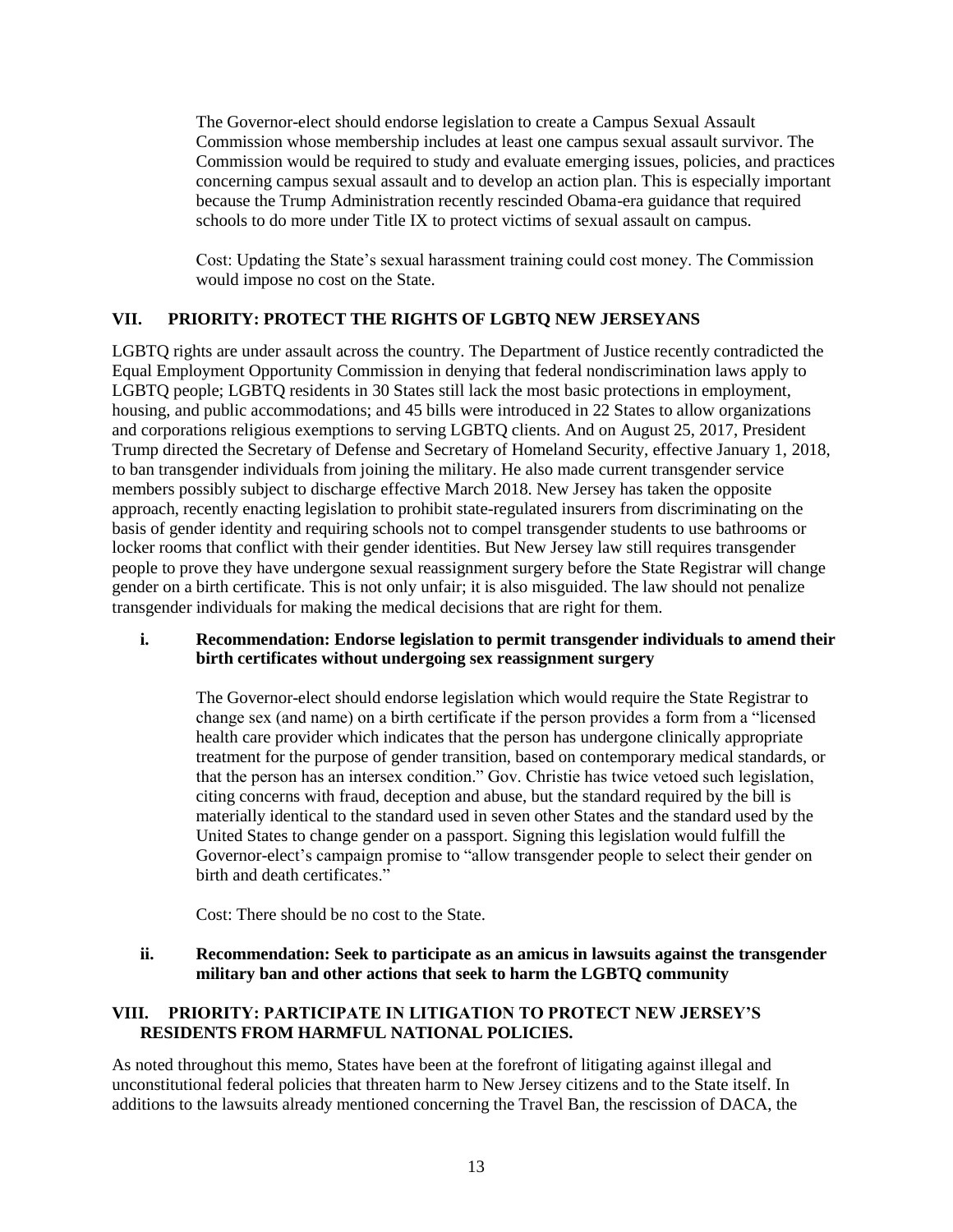The Governor-elect should endorse legislation to create a Campus Sexual Assault Commission whose membership includes at least one campus sexual assault survivor. The Commission would be required to study and evaluate emerging issues, policies, and practices concerning campus sexual assault and to develop an action plan. This is especially important because the Trump Administration recently rescinded Obama-era guidance that required schools to do more under Title IX to protect victims of sexual assault on campus.

Cost: Updating the State's sexual harassment training could cost money. The Commission would impose no cost on the State.

## VII. PRIORITY: PROTECT THE RIGHTS OF LGBTQ NEW JERSEYANS

LGBTQ rights are under assault across the country. The Department of Justice recently contradicted the Equal Employment Opportunity Commission in denying that federal nondiscrimination laws apply to LGBTQ people; LGBTQ residents in 30 States still lack the most basic protections in employment, housing, and public accommodations; and 45 bills were introduced in 22 States to allow organizations and corporations religious exemptions to serving LGBTQ clients. And on August 25, 2017, President Trump directed the Secretary of Defense and Secretary of Homeland Security, effective January 1, 2018, to ban transgender individuals from joining the military. He also made current transgender service members possibly subject to discharge effective March 2018. New Jersey has taken the opposite approach, recently enacting legislation to prohibit state-regulated insurers from discriminating on the basis of gender identity and requiring schools not to compel transgender students to use bathrooms or locker rooms that conflict with their gender identities. But New Jersey law still requires transgender people to prove they have undergone sexual reassignment surgery before the State Registrar will change gender on a birth certificate. This is not only unfair; it is also misguided. The law should not penalize transgender individuals for making the medical decisions that are right for them.

### i. Recommendation: Endorse legislation to permit transgender individuals to amend their birth certificates without undergoing sex reassignment surgery

The Governor-elect should endorse legislation which would require the State Registrar to change sex (and name) on a birth certificate if the person provides a form from a "licensed health care provider which indicates that the person has undergone clinically appropriate treatment for the purpose of gender transition, based on contemporary medical standards, or that the person has an intersex condition." Gov. Christie has twice vetoed such legislation, citing concerns with fraud, deception and abuse, but the standard required by the bill is materially identical to the standard used in seven other States and the standard used by the United States to change gender on a passport. Signing this legislation would fulfill the Governor-elect's campaign promise to "allow transgender people to select their gender on birth and death certificates."

Cost: There should be no cost to the State.

### ii. Recommendation: Seek to participate as an amicus in lawsuits against the transgender military ban and other actions that seek to harm the LGBTQ community

## VIII. PRIORITY: PARTICIPATE IN LITIGATION TO PROTECT NEW JERSEY'S RESIDENTS FROM HARMFUL NATIONAL POLICIES.

As noted throughout this memo, States have been at the forefront of litigating against illegal and unconstitutional federal policies that threaten harm to New Jersey citizens and to the State itself. In additions to the lawsuits already mentioned concerning the Travel Ban, the rescission of DACA, the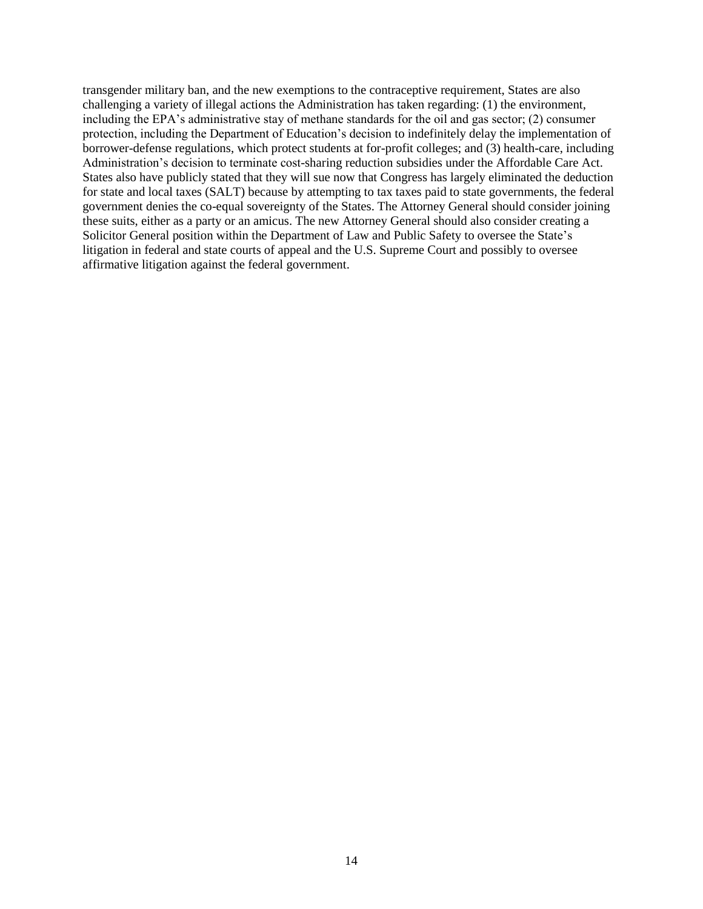transgender military ban, and the new exemptions to the contraceptive requirement, States are also challenging a variety of illegal actions the Administration has taken regarding: (1) the environment, including the EPA's administrative stay of methane standards for the oil and gas sector; (2) consumer protection, including the Department of Education's decision to indefinitely delay the implementation of borrower-defense regulations, which protect students at for-profit colleges; and (3) health-care, including Administration's decision to terminate cost-sharing reduction subsidies under the Affordable Care Act. States also have publicly stated that they will sue now that Congress has largely eliminated the deduction for state and local taxes (SALT) because by attempting to tax taxes paid to state governments, the federal government denies the co-equal sovereignty of the States. The Attorney General should consider joining these suits, either as a party or an amicus. The new Attorney General should also consider creating a Solicitor General position within the Department of Law and Public Safety to oversee the State's litigation in federal and state courts of appeal and the U.S. Supreme Court and possibly to oversee affirmative litigation against the federal government.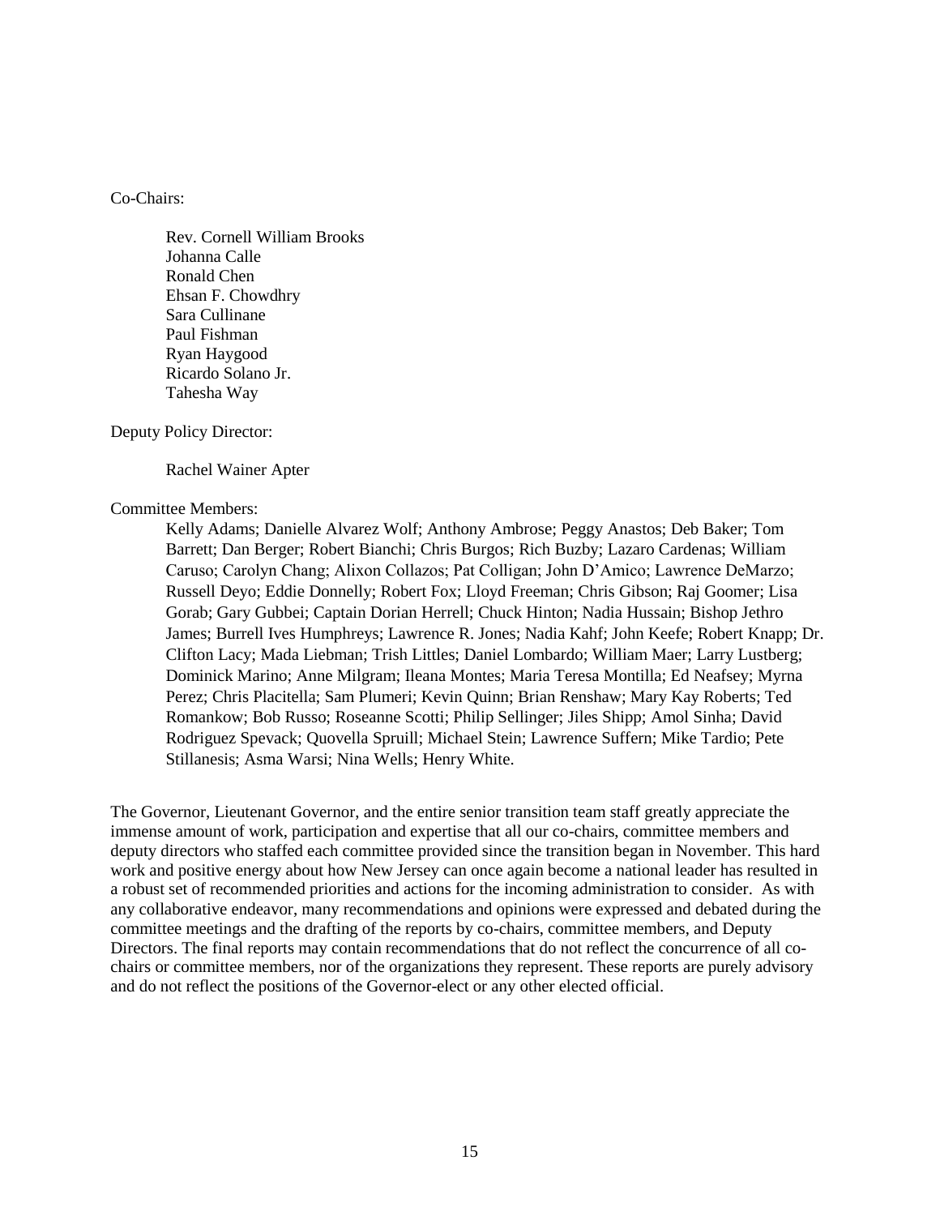Co-Chairs:

Rev. Cornell William Brooks
Johanna Calle
Ronald Chen
Ehsan F. Chowdhry
Sara Cullinane
Paul Fishman
Ryan Haygood
Ricardo Solano Jr.
Tahesha Way

Deputy Policy Director:

Rachel Wainer Apter

Committee Members:

Kelly Adams; Danielle Alvarez Wolf; Anthony Ambrose; Peggy Anastos; Deb Baker; Tom Barrett; Dan Berger; Robert Bianchi; Chris Burgos; Rich Buzby; Lazaro Cardenas; William Caruso; Carolyn Chang; Alixon Collazos; Pat Colligan; John D'Amico; Lawrence DeMarzo; Russell Deyo; Eddie Donnelly; Robert Fox; Lloyd Freeman; Chris Gibson; Raj Goomer; Lisa Gorab; Gary Gubbei; Captain Dorian Herrell; Chuck Hinton; Nadia Hussain; Bishop Jethro James; Burrell Ives Humphreys; Lawrence R. Jones; Nadia Kahf; John Keefe; Robert Knapp; Dr. Clifton Lacy; Mada Liebman; Trish Littles; Daniel Lombardo; William Maer; Larry Lustberg; Dominick Marino; Anne Milgram; Ileana Montes; Maria Teresa Montilla; Ed Neafsey; Myrna Perez; Chris Placitella; Sam Plumeri; Kevin Quinn; Brian Renshaw; Mary Kay Roberts; Ted Romankow; Bob Russo; Roseanne Scotti; Philip Sellinger; Jiles Shipp; Amol Sinha; David Rodriguez Spevack; Quovella Spruill; Michael Stein; Lawrence Suffern; Mike Tardio; Pete Stillanesis; Asma Warsi; Nina Wells; Henry White.

The Governor, Lieutenant Governor, and the entire senior transition team staff greatly appreciate the immense amount of work, participation and expertise that all our co-chairs, committee members and deputy directors who staffed each committee provided since the transition began in November. This hard work and positive energy about how New Jersey can once again become a national leader has resulted in a robust set of recommended priorities and actions for the incoming administration to consider. As with any collaborative endeavor, many recommendations and opinions were expressed and debated during the committee meetings and the drafting of the reports by co-chairs, committee members, and Deputy Directors. The final reports may contain recommendations that do not reflect the concurrence of all co-chairs or committee members, nor of the organizations they represent. These reports are purely advisory and do not reflect the positions of the Governor-elect or any other elected official.